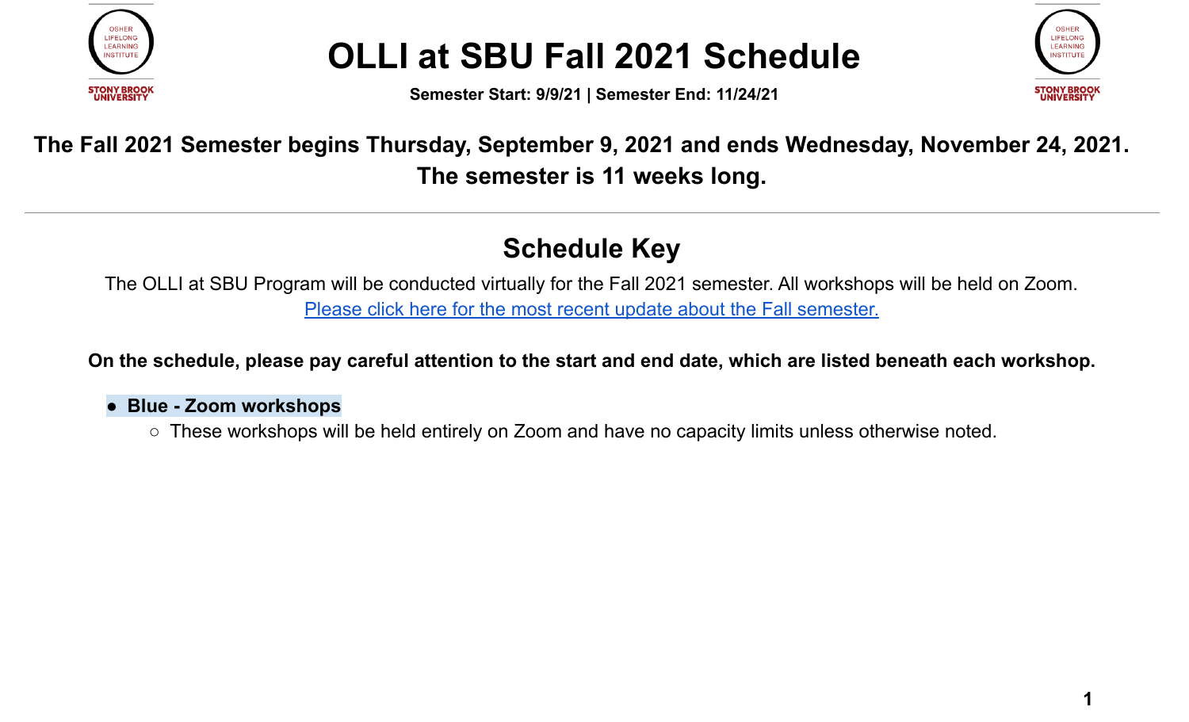# OLLI at SBU Fall 2021 Schedule

**Semester Start: 9/9/21 | Semester End: 11/24/21**

**The Fall 2021 Semester begins Thursday, September 9, 2021 and ends Wednesday, November 24, 2021. The semester is 11 weeks long.**

---

## Schedule Key

The OLLI at SBU Program will be conducted virtually for the Fall 2021 semester. All workshops will be held on Zoom.
Please click here for the most recent update about the Fall semester.

**On the schedule, please pay careful attention to the start and end date, which are listed beneath each workshop.**

- **Blue - Zoom workshops**
  - These workshops will be held entirely on Zoom and have no capacity limits unless otherwise noted.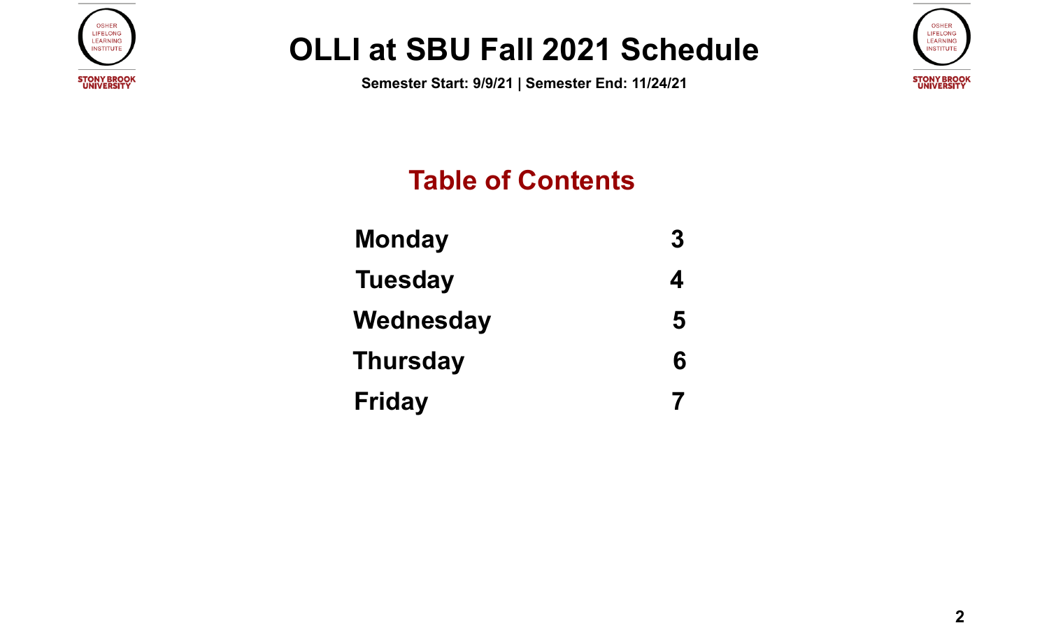# OLLI at SBU Fall 2021 Schedule

**Semester Start: 9/9/21 | Semester End: 11/24/21**

## Table of Contents

| | |
|---|---|
| **Monday** | **3** |
| **Tuesday** | **4** |
| **Wednesday** | **5** |
| **Thursday** | **6** |
| **Friday** | **7** |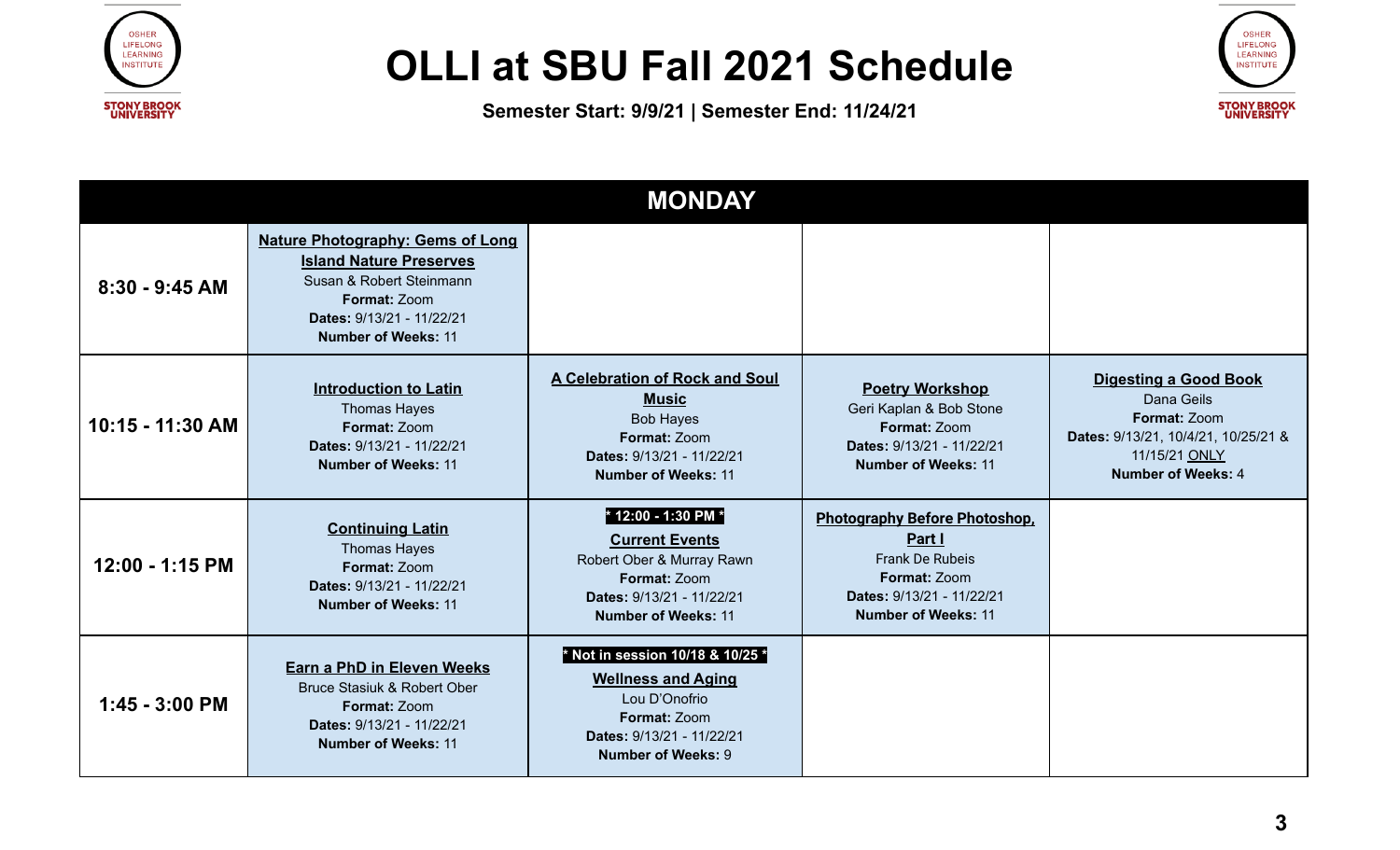# OLLI at SBU Fall 2021 Schedule

**Semester Start: 9/9/21 | Semester End: 11/24/21**

| MONDAY | | | | |
|---|---|---|---|---|
| **8:30 - 9:45 AM** | **Nature Photography: Gems of Long Island Nature Preserves**<br>Susan & Robert Steinmann<br>**Format:** Zoom<br>**Dates:** 9/13/21 - 11/22/21<br>**Number of Weeks:** 11 | | | |
| **10:15 - 11:30 AM** | **Introduction to Latin**<br>Thomas Hayes<br>**Format:** Zoom<br>**Dates:** 9/13/21 - 11/22/21<br>**Number of Weeks:** 11 | **A Celebration of Rock and Soul Music**<br>Bob Hayes<br>**Format:** Zoom<br>**Dates:** 9/13/21 - 11/22/21<br>**Number of Weeks:** 11 | **Poetry Workshop**<br>Geri Kaplan & Bob Stone<br>**Format:** Zoom<br>**Dates:** 9/13/21 - 11/22/21<br>**Number of Weeks:** 11 | **Digesting a Good Book**<br>Dana Geils<br>**Format:** Zoom<br>**Dates:** 9/13/21, 10/4/21, 10/25/21 & 11/15/21 ONLY<br>**Number of Weeks:** 4 |
| **12:00 - 1:15 PM** | **Continuing Latin**<br>Thomas Hayes<br>**Format:** Zoom<br>**Dates:** 9/13/21 - 11/22/21<br>**Number of Weeks:** 11 | *** 12:00 - 1:30 PM ***<br>**Current Events**<br>Robert Ober & Murray Rawn<br>**Format:** Zoom<br>**Dates:** 9/13/21 - 11/22/21<br>**Number of Weeks:** 11 | **Photography Before Photoshop, Part I**<br>Frank De Rubeis<br>**Format:** Zoom<br>**Dates:** 9/13/21 - 11/22/21<br>**Number of Weeks:** 11 | |
| **1:45 - 3:00 PM** | **Earn a PhD in Eleven Weeks**<br>Bruce Stasiuk & Robert Ober<br>**Format:** Zoom<br>**Dates:** 9/13/21 - 11/22/21<br>**Number of Weeks:** 11 | *** Not in session 10/18 & 10/25 ***<br>**Wellness and Aging**<br>Lou D'Onofrio<br>**Format:** Zoom<br>**Dates:** 9/13/21 - 11/22/21<br>**Number of Weeks:** 9 | | |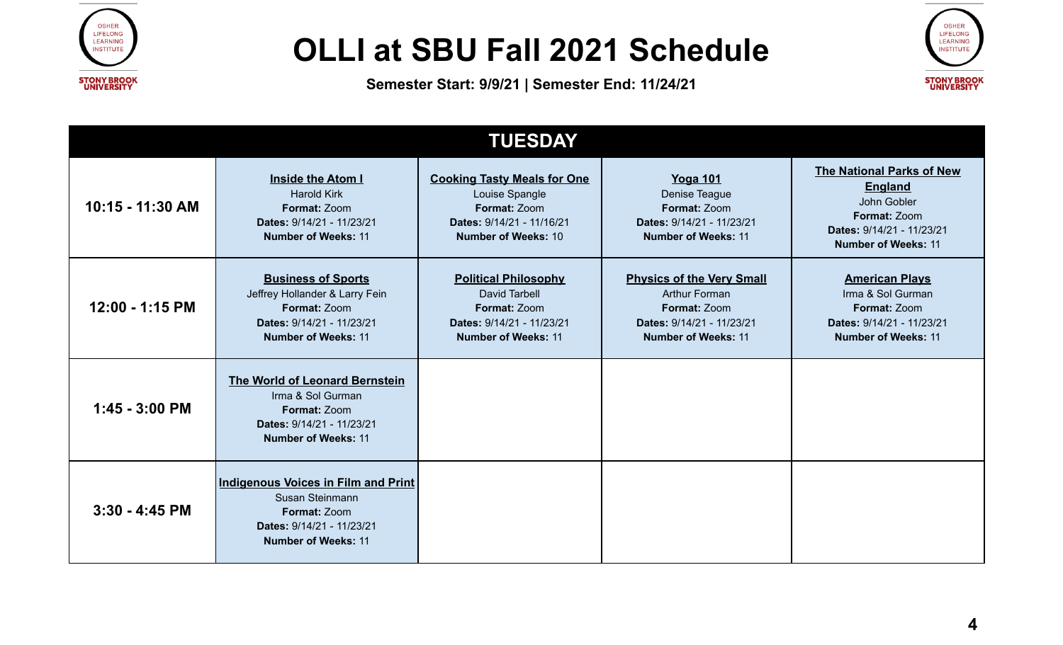# OLLI at SBU Fall 2021 Schedule

**Semester Start: 9/9/21 | Semester End: 11/24/21**

| TUESDAY | | | | |
|---|---|---|---|---|
| **10:15 - 11:30 AM** | **Inside the Atom I**<br>Harold Kirk<br>**Format:** Zoom<br>**Dates:** 9/14/21 - 11/23/21<br>**Number of Weeks:** 11 | **Cooking Tasty Meals for One**<br>Louise Spangle<br>**Format:** Zoom<br>**Dates:** 9/14/21 - 11/16/21<br>**Number of Weeks:** 10 | **Yoga 101**<br>Denise Teague<br>**Format:** Zoom<br>**Dates:** 9/14/21 - 11/23/21<br>**Number of Weeks:** 11 | **The National Parks of New England**<br>John Gobler<br>**Format:** Zoom<br>**Dates:** 9/14/21 - 11/23/21<br>**Number of Weeks:** 11 |
| **12:00 - 1:15 PM** | **Business of Sports**<br>Jeffrey Hollander & Larry Fein<br>**Format:** Zoom<br>**Dates:** 9/14/21 - 11/23/21<br>**Number of Weeks:** 11 | **Political Philosophy**<br>David Tarbell<br>**Format:** Zoom<br>**Dates:** 9/14/21 - 11/23/21<br>**Number of Weeks:** 11 | **Physics of the Very Small**<br>Arthur Forman<br>**Format:** Zoom<br>**Dates:** 9/14/21 - 11/23/21<br>**Number of Weeks:** 11 | **American Plays**<br>Irma & Sol Gurman<br>**Format:** Zoom<br>**Dates:** 9/14/21 - 11/23/21<br>**Number of Weeks:** 11 |
| **1:45 - 3:00 PM** | **The World of Leonard Bernstein**<br>Irma & Sol Gurman<br>**Format:** Zoom<br>**Dates:** 9/14/21 - 11/23/21<br>**Number of Weeks:** 11 | | | |
| **3:30 - 4:45 PM** | **Indigenous Voices in Film and Print**<br>Susan Steinmann<br>**Format:** Zoom<br>**Dates:** 9/14/21 - 11/23/21<br>**Number of Weeks:** 11 | | | |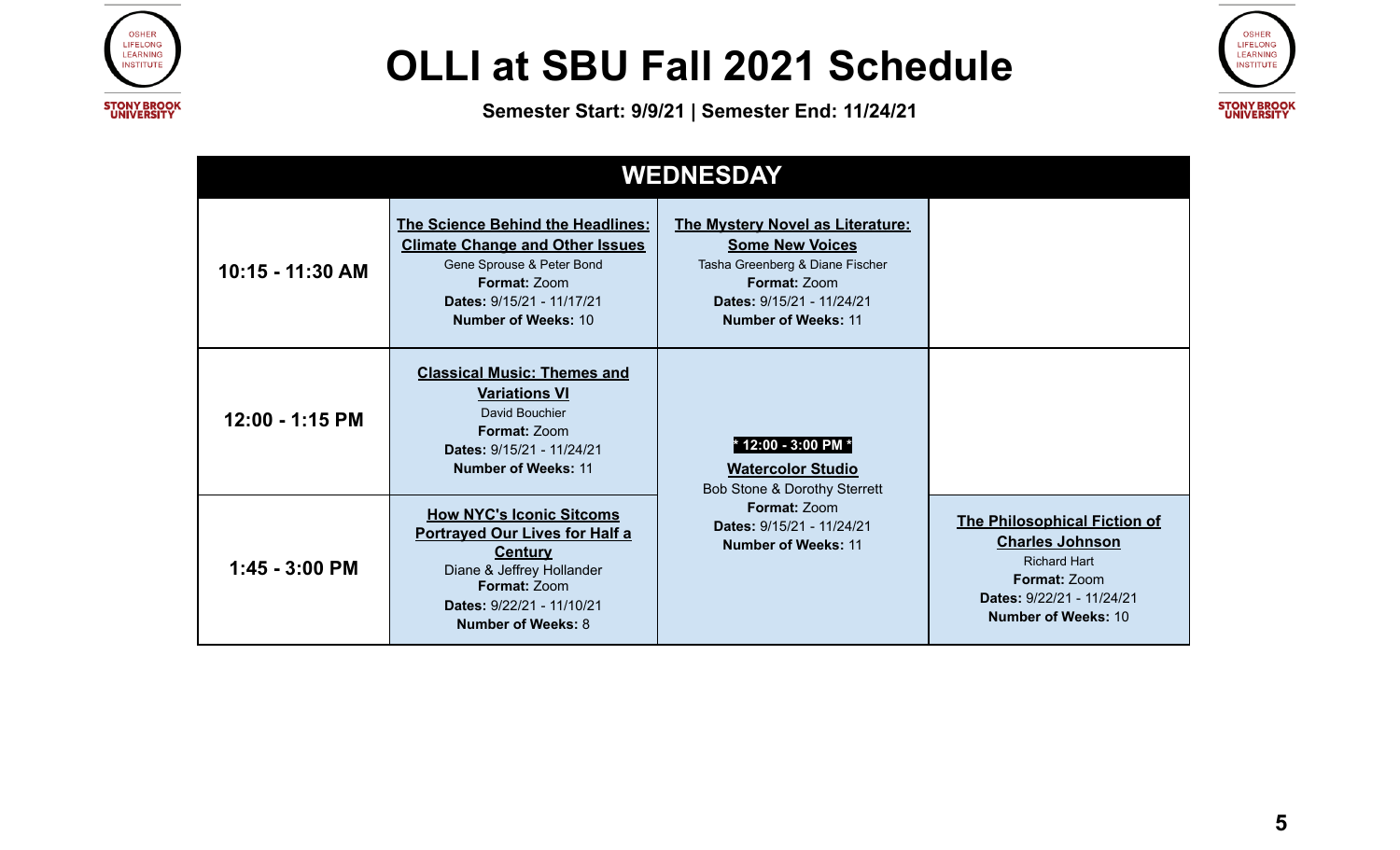# OLLI at SBU Fall 2021 Schedule

**Semester Start: 9/9/21 | Semester End: 11/24/21**

| WEDNESDAY | | | |
|---|---|---|---|
| **10:15 - 11:30 AM** | **The Science Behind the Headlines: Climate Change and Other Issues**<br>Gene Sprouse & Peter Bond<br>**Format:** Zoom<br>**Dates:** 9/15/21 - 11/17/21<br>**Number of Weeks:** 10 | **The Mystery Novel as Literature: Some New Voices**<br>Tasha Greenberg & Diane Fischer<br>**Format:** Zoom<br>**Dates:** 9/15/21 - 11/24/21<br>**Number of Weeks:** 11 | |
| **12:00 - 1:15 PM** | **Classical Music: Themes and Variations VI**<br>David Bouchier<br>**Format:** Zoom<br>**Dates:** 9/15/21 - 11/24/21<br>**Number of Weeks:** 11 | *** 12:00 - 3:00 PM ***<br>**Watercolor Studio**<br>Bob Stone & Dorothy Sterrett<br>**Format:** Zoom<br>**Dates:** 9/15/21 - 11/24/21<br>**Number of Weeks:** 11 | |
| **1:45 - 3:00 PM** | **How NYC's Iconic Sitcoms Portrayed Our Lives for Half a Century**<br>Diane & Jeffrey Hollander<br>**Format:** Zoom<br>**Dates:** 9/22/21 - 11/10/21<br>**Number of Weeks:** 8 | | **The Philosophical Fiction of Charles Johnson**<br>Richard Hart<br>**Format:** Zoom<br>**Dates:** 9/22/21 - 11/24/21<br>**Number of Weeks:** 10 |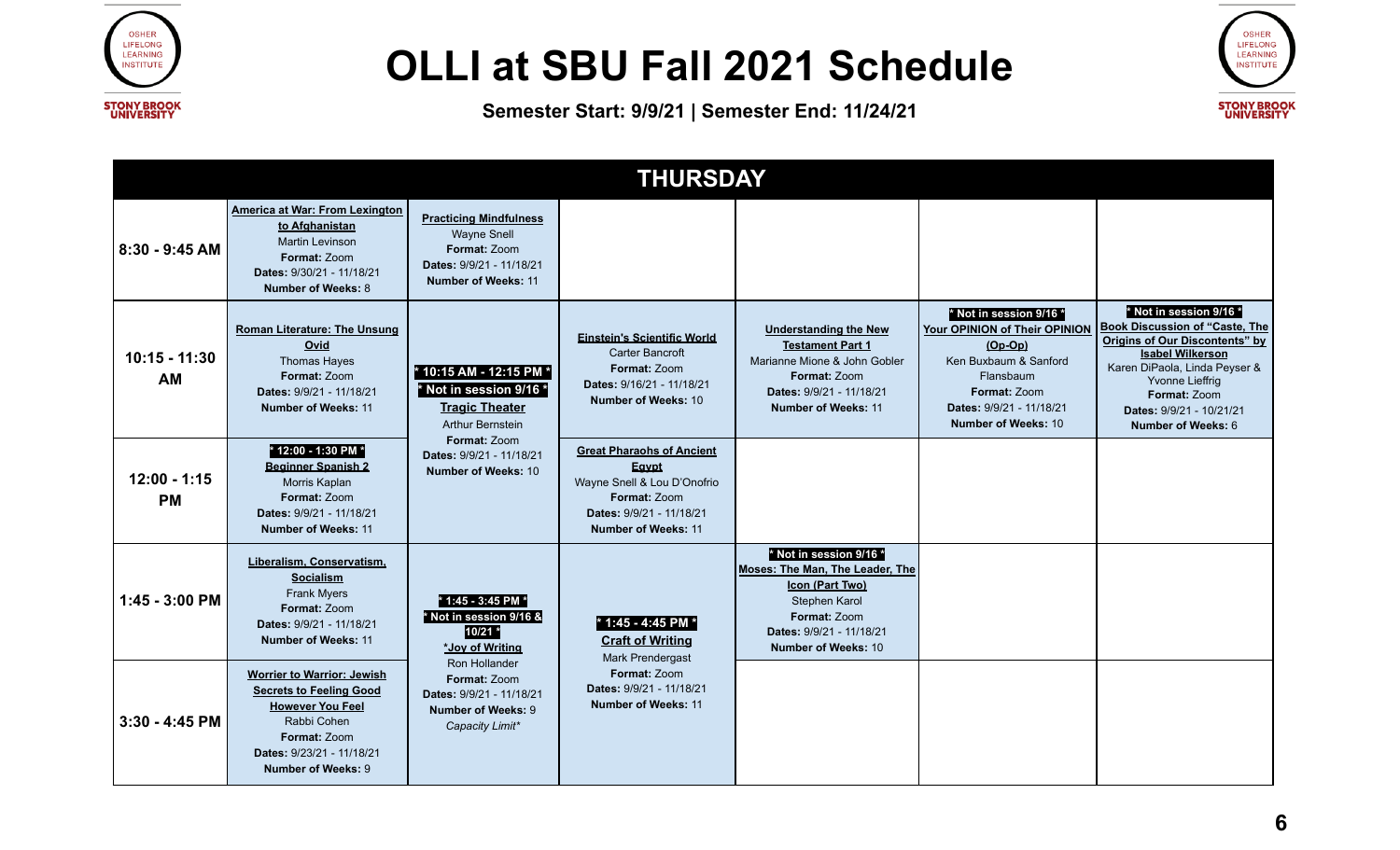# OLLI at SBU Fall 2021 Schedule

**Semester Start: 9/9/21 | Semester End: 11/24/21**

## THURSDAY

| Time | | | | | | |
|---|---|---|---|---|---|---|
| 8:30 - 9:45 AM | **America at War: From Lexington to Afghanistan**<br>Martin Levinson<br>**Format:** Zoom<br>**Dates:** 9/30/21 - 11/18/21<br>**Number of Weeks:** 8 | **Practicing Mindfulness**<br>Wayne Snell<br>**Format:** Zoom<br>**Dates:** 9/9/21 - 11/18/21<br>**Number of Weeks:** 11 | | | | |
| 10:15 - 11:30 AM | **Roman Literature: The Unsung Ovid**<br>Thomas Hayes<br>**Format:** Zoom<br>**Dates:** 9/9/21 - 11/18/21<br>**Number of Weeks:** 11 | * 10:15 AM - 12:15 PM *<br>* Not in session 9/16 *<br>**Tragic Theater**<br>Arthur Bernstein<br>**Format:** Zoom<br>**Dates:** 9/9/21 - 11/18/21<br>**Number of Weeks:** 10 | **Einstein's Scientific World**<br>Carter Bancroft<br>**Format:** Zoom<br>**Dates:** 9/16/21 - 11/18/21<br>**Number of Weeks:** 10 | **Understanding the New Testament Part 1**<br>Marianne Mione & John Gobler<br>**Format:** Zoom<br>**Dates:** 9/9/21 - 11/18/21<br>**Number of Weeks:** 11 | * Not in session 9/16 *<br>**Your OPINION of Their OPINION (Op-Op)**<br>Ken Buxbaum & Sanford Flansbaum<br>**Format:** Zoom<br>**Dates:** 9/9/21 - 11/18/21<br>**Number of Weeks:** 10 | * Not in session 9/16 *<br>**Book Discussion of "Caste, The Origins of Our Discontents" by Isabel Wilkerson**<br>Karen DiPaola, Linda Peyser & Yvonne Lieffrig<br>**Format:** Zoom<br>**Dates:** 9/9/21 - 10/21/21<br>**Number of Weeks:** 6 |
| 12:00 - 1:15 PM | * 12:00 - 1:30 PM *<br>**Beginner Spanish 2**<br>Morris Kaplan<br>**Format:** Zoom<br>**Dates:** 9/9/21 - 11/18/21<br>**Number of Weeks:** 11 | | **Great Pharaohs of Ancient Egypt**<br>Wayne Snell & Lou D'Onofrio<br>**Format:** Zoom<br>**Dates:** 9/9/21 - 11/18/21<br>**Number of Weeks:** 11 | | | |
| 1:45 - 3:00 PM | **Liberalism, Conservatism, Socialism**<br>Frank Myers<br>**Format:** Zoom<br>**Dates:** 9/9/21 - 11/18/21<br>**Number of Weeks:** 11 | * 1:45 - 3:45 PM *<br>* Not in session 9/16 & 10/21 *<br>***Joy of Writing**<br>Ron Hollander<br>**Format:** Zoom<br>**Dates:** 9/9/21 - 11/18/21<br>**Number of Weeks:** 9<br>*Capacity Limit** | * 1:45 - 4:45 PM *<br>**Craft of Writing**<br>Mark Prendergast<br>**Format:** Zoom<br>**Dates:** 9/9/21 - 11/18/21<br>**Number of Weeks:** 11 | * Not in session 9/16 *<br>**Moses: The Man, The Leader, The Icon (Part Two)**<br>Stephen Karol<br>**Format:** Zoom<br>**Dates:** 9/9/21 - 11/18/21<br>**Number of Weeks:** 10 | | |
| 3:30 - 4:45 PM | **Worrier to Warrior: Jewish Secrets to Feeling Good However You Feel**<br>Rabbi Cohen<br>**Format:** Zoom<br>**Dates:** 9/23/21 - 11/18/21<br>**Number of Weeks:** 9 | | | | | |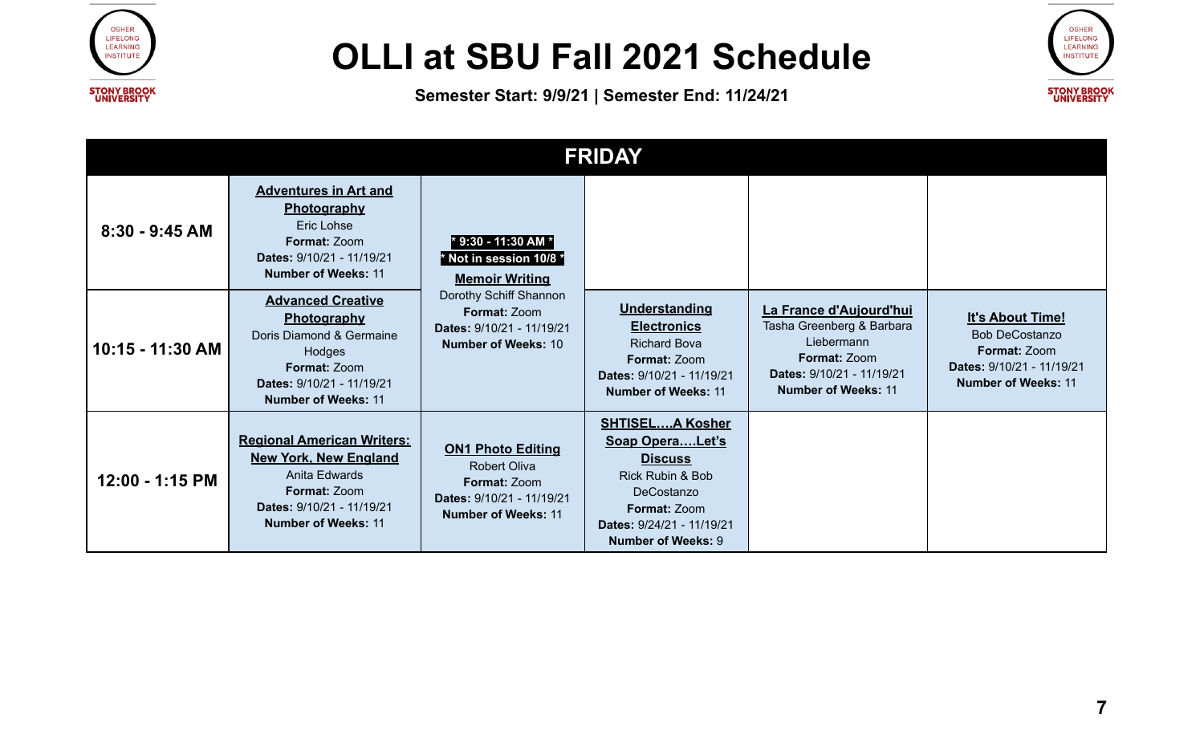# OLLI at SBU Fall 2021 Schedule

**Semester Start: 9/9/21 | Semester End: 11/24/21**

| FRIDAY | | | | | |
|---|---|---|---|---|---|
| **8:30 - 9:45 AM** | **Adventures in Art and Photography**<br>Eric Lohse<br>**Format:** Zoom<br>**Dates:** 9/10/21 - 11/19/21<br>**Number of Weeks:** 11 | **\* 9:30 - 11:30 AM \***<br>**\* Not in session 10/8 \***<br>**Memoir Writing**<br>Dorothy Schiff Shannon<br>**Format:** Zoom<br>**Dates:** 9/10/21 - 11/19/21<br>**Number of Weeks:** 10 | | | |
| **10:15 - 11:30 AM** | **Advanced Creative Photography**<br>Doris Diamond & Germaine Hodges<br>**Format:** Zoom<br>**Dates:** 9/10/21 - 11/19/21<br>**Number of Weeks:** 11 | | **Understanding Electronics**<br>Richard Bova<br>**Format:** Zoom<br>**Dates:** 9/10/21 - 11/19/21<br>**Number of Weeks:** 11 | **La France d'Aujourd'hui**<br>Tasha Greenberg & Barbara Liebermann<br>**Format:** Zoom<br>**Dates:** 9/10/21 - 11/19/21<br>**Number of Weeks:** 11 | **It's About Time!**<br>Bob DeCostanzo<br>**Format:** Zoom<br>**Dates:** 9/10/21 - 11/19/21<br>**Number of Weeks:** 11 |
| **12:00 - 1:15 PM** | **Regional American Writers: New York, New England**<br>Anita Edwards<br>**Format:** Zoom<br>**Dates:** 9/10/21 - 11/19/21<br>**Number of Weeks:** 11 | **ON1 Photo Editing**<br>Robert Oliva<br>**Format:** Zoom<br>**Dates:** 9/10/21 - 11/19/21<br>**Number of Weeks:** 11 | **SHTISEL….A Kosher Soap Opera….Let's Discuss**<br>Rick Rubin & Bob DeCostanzo<br>**Format:** Zoom<br>**Dates:** 9/24/21 - 11/19/21<br>**Number of Weeks:** 9 | | |